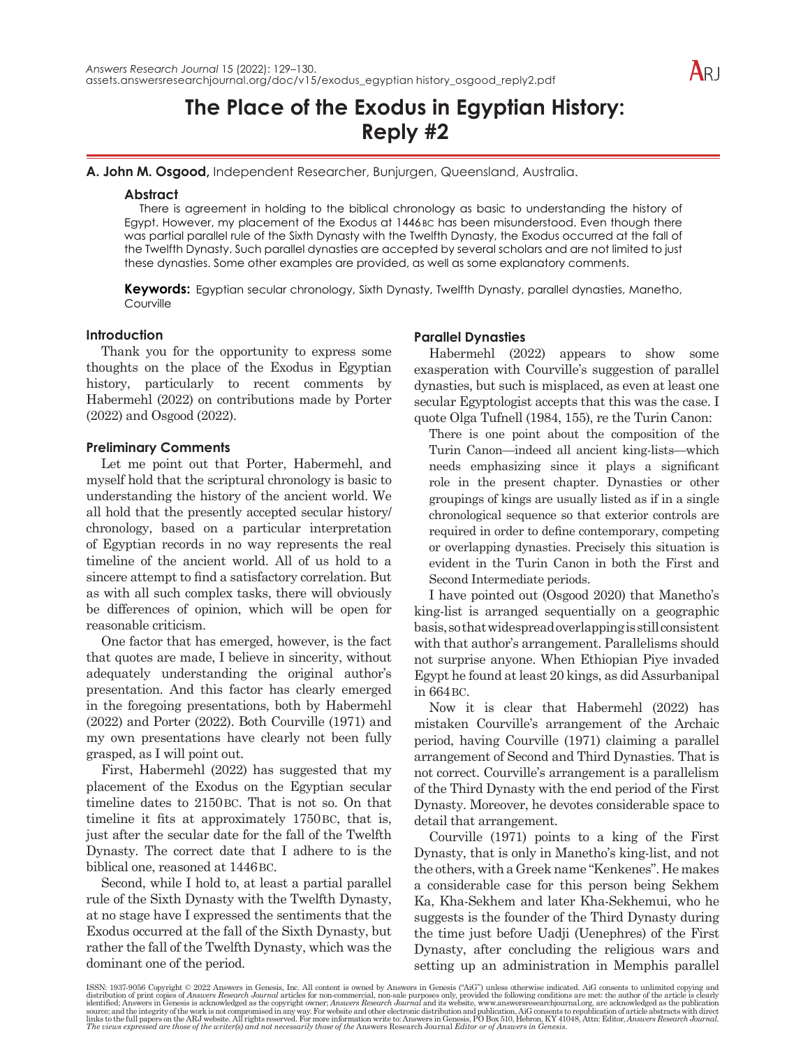# The Place of the Exodus in Egyptian History: Reply #2

**A. John M. Osgood,** Independent Researcher, Bunjurgen, Queensland, Australia.

### Abstract

There is agreement in holding to the biblical chronology as basic to understanding the history of Egypt. However, my placement of the Exodus at 1446 BC has been misunderstood. Even though there was partial parallel rule of the Sixth Dynasty with the Twelfth Dynasty, the Exodus occurred at the fall of the Twelfth Dynasty. Such parallel dynasties are accepted by several scholars and are not limited to just these dynasties. Some other examples are provided, as well as some explanatory comments.

**Keywords:** Egyptian secular chronology, Sixth Dynasty, Twelfth Dynasty, parallel dynasties, Manetho, Courville

## Introduction

Thank you for the opportunity to express some thoughts on the place of the Exodus in Egyptian history, particularly to recent comments by Habermehl (2022) on contributions made by Porter (2022) and Osgood (2022).

## Preliminary Comments

Let me point out that Porter, Habermehl, and myself hold that the scriptural chronology is basic to understanding the history of the ancient world. We all hold that the presently accepted secular history/chronology, based on a particular interpretation of Egyptian records in no way represents the real timeline of the ancient world. All of us hold to a sincere attempt to find a satisfactory correlation. But as with all such complex tasks, there will obviously be differences of opinion, which will be open for reasonable criticism.

One factor that has emerged, however, is the fact that quotes are made, I believe in sincerity, without adequately understanding the original author's presentation. And this factor has clearly emerged in the foregoing presentations, both by Habermehl (2022) and Porter (2022). Both Courville (1971) and my own presentations have clearly not been fully grasped, as I will point out.

First, Habermehl (2022) has suggested that my placement of the Exodus on the Egyptian secular timeline dates to 2150 BC. That is not so. On that timeline it fits at approximately 1750 BC, that is, just after the secular date for the fall of the Twelfth Dynasty. The correct date that I adhere to is the biblical one, reasoned at 1446 BC.

Second, while I hold to, at least a partial parallel rule of the Sixth Dynasty with the Twelfth Dynasty, at no stage have I expressed the sentiments that the Exodus occurred at the fall of the Sixth Dynasty, but rather the fall of the Twelfth Dynasty, which was the dominant one of the period.

## Parallel Dynasties

Habermehl (2022) appears to show some exasperation with Courville's suggestion of parallel dynasties, but such is misplaced, as even at least one secular Egyptologist accepts that this was the case. I quote Olga Tufnell (1984, 155), re the Turin Canon:

> There is one point about the composition of the Turin Canon—indeed all ancient king-lists—which needs emphasizing since it plays a significant role in the present chapter. Dynasties or other groupings of kings are usually listed as if in a single chronological sequence so that exterior controls are required in order to define contemporary, competing or overlapping dynasties. Precisely this situation is evident in the Turin Canon in both the First and Second Intermediate periods.

I have pointed out (Osgood 2020) that Manetho's king-list is arranged sequentially on a geographic basis, so that widespread overlapping is still consistent with that author's arrangement. Parallelisms should not surprise anyone. When Ethiopian Piye invaded Egypt he found at least 20 kings, as did Assurbanipal in 664 BC.

Now it is clear that Habermehl (2022) has mistaken Courville's arrangement of the Archaic period, having Courville (1971) claiming a parallel arrangement of Second and Third Dynasties. That is not correct. Courville's arrangement is a parallelism of the Third Dynasty with the end period of the First Dynasty. Moreover, he devotes considerable space to detail that arrangement.

Courville (1971) points to a king of the First Dynasty, that is only in Manetho's king-list, and not the others, with a Greek name "Kenkenes". He makes a considerable case for this person being Sekhem Ka, Kha-Sekhem and later Kha-Sekhemui, who he suggests is the founder of the Third Dynasty during the time just before Uadji (Uenephres) of the First Dynasty, after concluding the religious wars and setting up an administration in Memphis parallel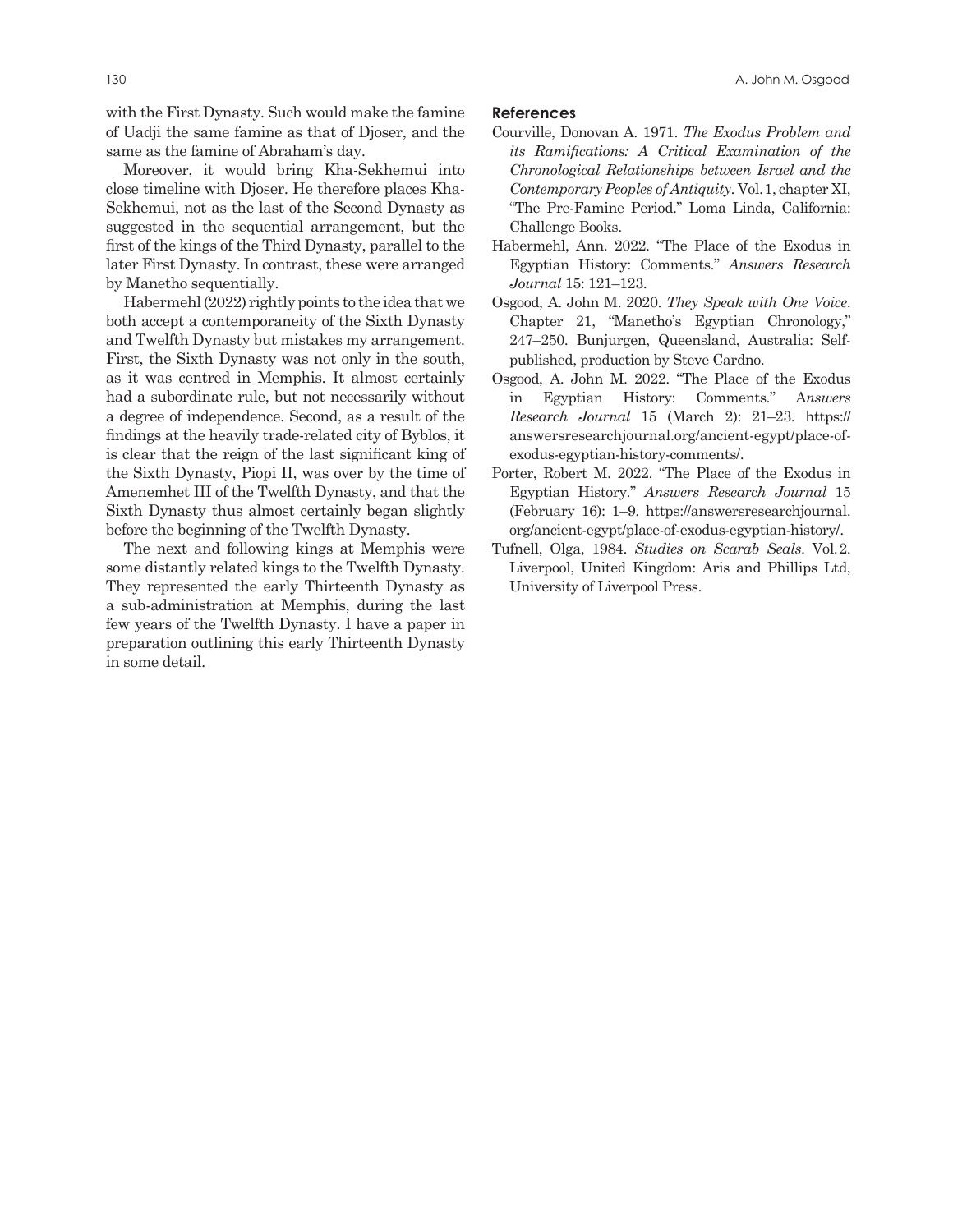with the First Dynasty. Such would make the famine of Uadji the same famine as that of Djoser, and the same as the famine of Abraham's day.

Moreover, it would bring Kha-Sekhemui into close timeline with Djoser. He therefore places Kha-Sekhemui, not as the last of the Second Dynasty as suggested in the sequential arrangement, but the first of the kings of the Third Dynasty, parallel to the later First Dynasty. In contrast, these were arranged by Manetho sequentially.

Habermehl (2022) rightly points to the idea that we both accept a contemporaneity of the Sixth Dynasty and Twelfth Dynasty but mistakes my arrangement. First, the Sixth Dynasty was not only in the south, as it was centred in Memphis. It almost certainly had a subordinate rule, but not necessarily without a degree of independence. Second, as a result of the findings at the heavily trade-related city of Byblos, it is clear that the reign of the last significant king of the Sixth Dynasty, Piopi II, was over by the time of Amenemhet III of the Twelfth Dynasty, and that the Sixth Dynasty thus almost certainly began slightly before the beginning of the Twelfth Dynasty.

The next and following kings at Memphis were some distantly related kings to the Twelfth Dynasty. They represented the early Thirteenth Dynasty as a sub-administration at Memphis, during the last few years of the Twelfth Dynasty. I have a paper in preparation outlining this early Thirteenth Dynasty in some detail.

## References

Courville, Donovan A. 1971. *The Exodus Problem and its Ramifications: A Critical Examination of the Chronological Relationships between Israel and the Contemporary Peoples of Antiquity*. Vol. 1, chapter XI, "The Pre-Famine Period." Loma Linda, California: Challenge Books.

Habermehl, Ann. 2022. "The Place of the Exodus in Egyptian History: Comments." *Answers Research Journal* 15: 121–123.

Osgood, A. John M. 2020. *They Speak with One Voice*. Chapter 21, "Manetho's Egyptian Chronology," 247–250. Bunjurgen, Queensland, Australia: Self-published, production by Steve Cardno.

Osgood, A. John M. 2022. "The Place of the Exodus in Egyptian History: Comments." *Answers Research Journal* 15 (March 2): 21–23. https://answersresearchjournal.org/ancient-egypt/place-of-exodus-egyptian-history-comments/.

Porter, Robert M. 2022. "The Place of the Exodus in Egyptian History." *Answers Research Journal* 15 (February 16): 1–9. https://answersresearchjournal.org/ancient-egypt/place-of-exodus-egyptian-history/.

Tufnell, Olga, 1984. *Studies on Scarab Seals*. Vol. 2. Liverpool, United Kingdom: Aris and Phillips Ltd, University of Liverpool Press.